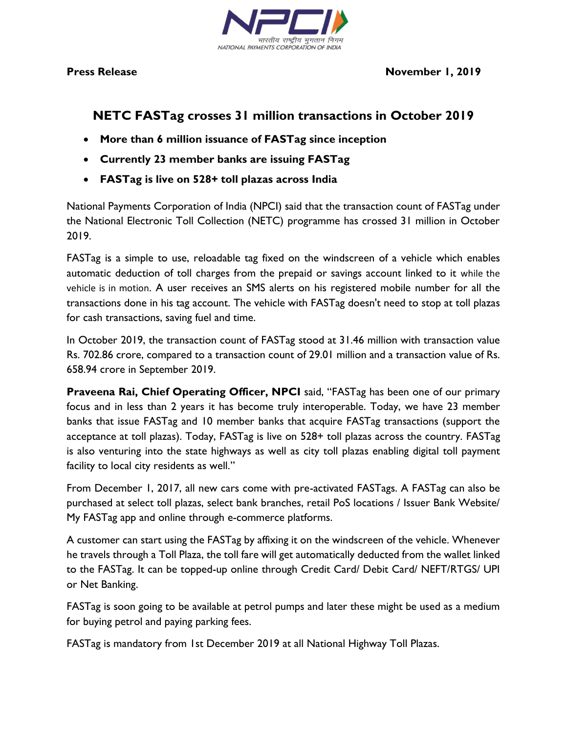NPCI
भारतीय राष्ट्रीय भुगतान निगम
NATIONAL PAYMENTS CORPORATION OF INDIA

**Press Release** **November 1, 2019**

## NETC FASTag crosses 31 million transactions in October 2019

- **More than 6 million issuance of FASTag since inception**
- **Currently 23 member banks are issuing FASTag**
- **FASTag is live on 528+ toll plazas across India**

National Payments Corporation of India (NPCI) said that the transaction count of FASTag under the National Electronic Toll Collection (NETC) programme has crossed 31 million in October 2019.

FASTag is a simple to use, reloadable tag fixed on the windscreen of a vehicle which enables automatic deduction of toll charges from the prepaid or savings account linked to it while the vehicle is in motion. A user receives an SMS alerts on his registered mobile number for all the transactions done in his tag account. The vehicle with FASTag doesn't need to stop at toll plazas for cash transactions, saving fuel and time.

In October 2019, the transaction count of FASTag stood at 31.46 million with transaction value Rs. 702.86 crore, compared to a transaction count of 29.01 million and a transaction value of Rs. 658.94 crore in September 2019.

**Praveena Rai, Chief Operating Officer, NPCI** said, "FASTag has been one of our primary focus and in less than 2 years it has become truly interoperable. Today, we have 23 member banks that issue FASTag and 10 member banks that acquire FASTag transactions (support the acceptance at toll plazas). Today, FASTag is live on 528+ toll plazas across the country. FASTag is also venturing into the state highways as well as city toll plazas enabling digital toll payment facility to local city residents as well."

From December 1, 2017, all new cars come with pre-activated FASTags. A FASTag can also be purchased at select toll plazas, select bank branches, retail PoS locations / Issuer Bank Website/ My FASTag app and online through e-commerce platforms.

A customer can start using the FASTag by affixing it on the windscreen of the vehicle. Whenever he travels through a Toll Plaza, the toll fare will get automatically deducted from the wallet linked to the FASTag. It can be topped-up online through Credit Card/ Debit Card/ NEFT/RTGS/ UPI or Net Banking.

FASTag is soon going to be available at petrol pumps and later these might be used as a medium for buying petrol and paying parking fees.

FASTag is mandatory from 1st December 2019 at all National Highway Toll Plazas.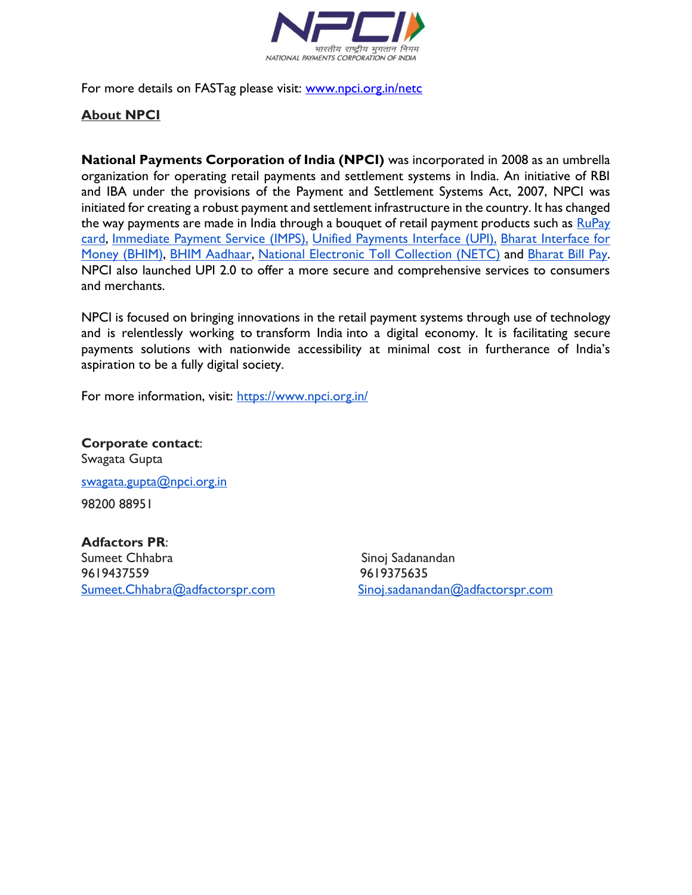For more details on FASTag please visit: [www.npci.org.in/netc](www.npci.org.in/netc)

**About NPCI**

**National Payments Corporation of India (NPCI)** was incorporated in 2008 as an umbrella organization for operating retail payments and settlement systems in India. An initiative of RBI and IBA under the provisions of the Payment and Settlement Systems Act, 2007, NPCI was initiated for creating a robust payment and settlement infrastructure in the country. It has changed the way payments are made in India through a bouquet of retail payment products such as RuPay card, Immediate Payment Service (IMPS), Unified Payments Interface (UPI), Bharat Interface for Money (BHIM), BHIM Aadhaar, National Electronic Toll Collection (NETC) and Bharat Bill Pay. NPCI also launched UPI 2.0 to offer a more secure and comprehensive services to consumers and merchants.

NPCI is focused on bringing innovations in the retail payment systems through use of technology and is relentlessly working to transform India into a digital economy. It is facilitating secure payments solutions with nationwide accessibility at minimal cost in furtherance of India's aspiration to be a fully digital society.

For more information, visit: [https://www.npci.org.in/](https://www.npci.org.in/)

**Corporate contact**:
Swagata Gupta
swagata.gupta@npci.org.in
98200 88951

**Adfactors PR**:

Sumeet Chhabra
9619437559
Sumeet.Chhabra@adfactorspr.com

Sinoj Sadanandan
9619375635
Sinoj.sadanandan@adfactorspr.com